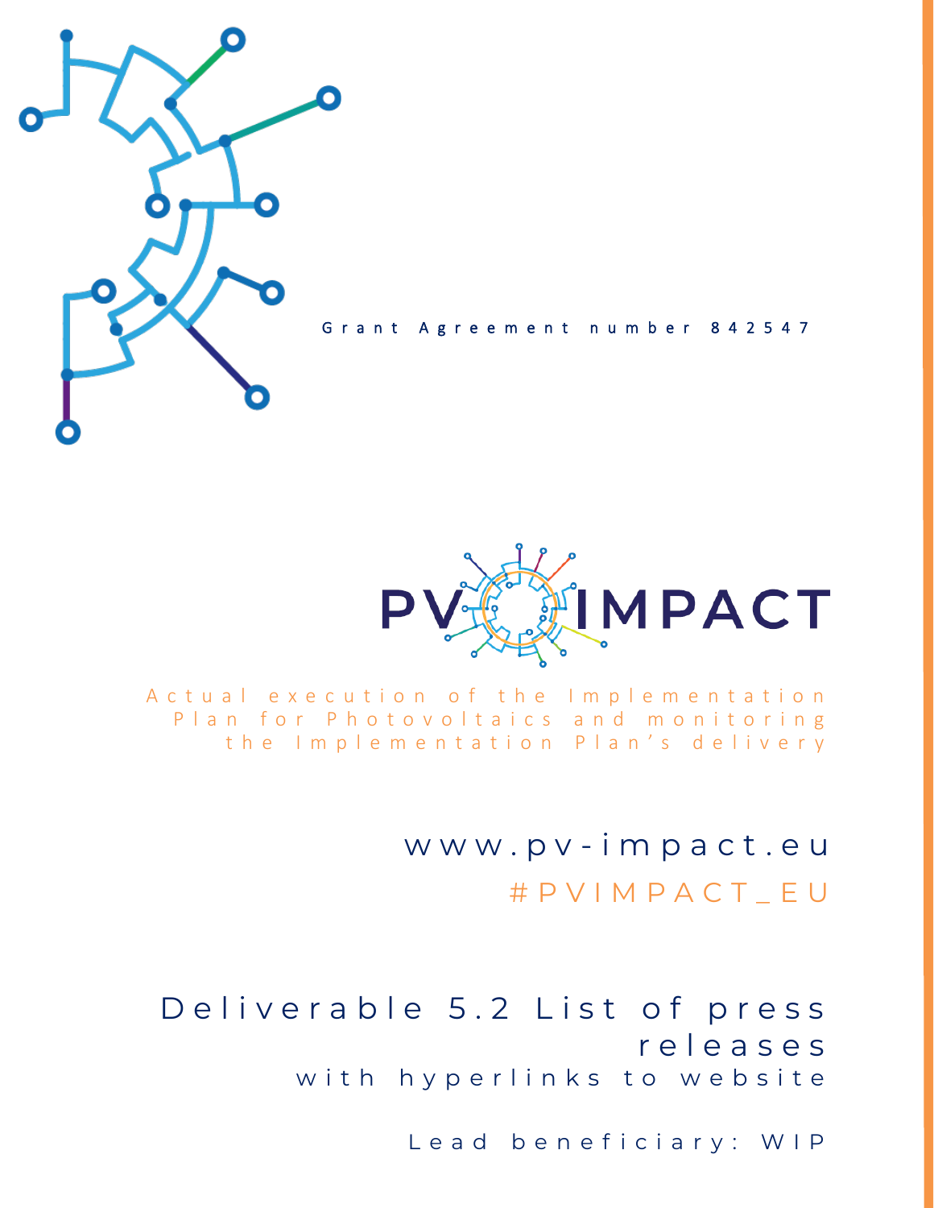Grant Agreement number 842547

# PV IMPACT

Actual execution of the Implementation Plan for Photovoltaics and monitoring the Implementation Plan's delivery

www.pv-impact.eu

#PVIMPACT_EU

## Deliverable 5.2 List of press releases

with hyperlinks to website

Lead beneficiary: WIP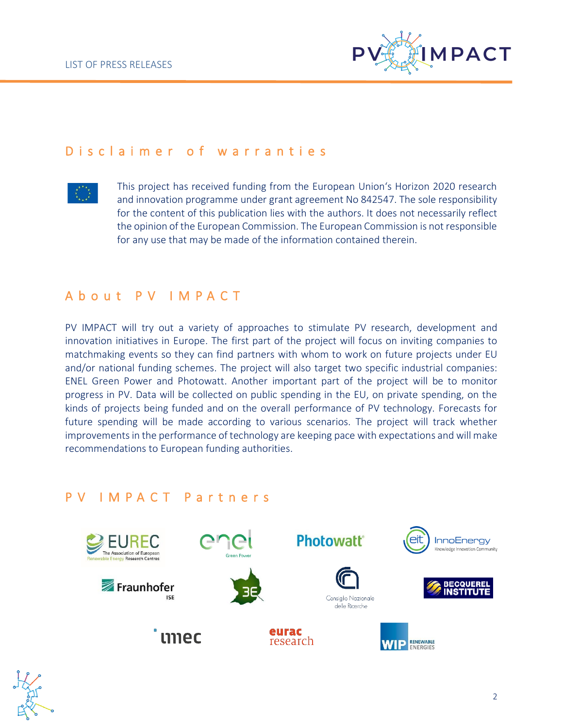## Disclaimer of warranties

This project has received funding from the European Union's Horizon 2020 research and innovation programme under grant agreement No 842547. The sole responsibility for the content of this publication lies with the authors. It does not necessarily reflect the opinion of the European Commission. The European Commission is not responsible for any use that may be made of the information contained therein.

## About PV IMPACT

PV IMPACT will try out a variety of approaches to stimulate PV research, development and innovation initiatives in Europe. The first part of the project will focus on inviting companies to matchmaking events so they can find partners with whom to work on future projects under EU and/or national funding schemes. The project will also target two specific industrial companies: ENEL Green Power and Photowatt. Another important part of the project will be to monitor progress in PV. Data will be collected on public spending in the EU, on private spending, on the kinds of projects being funded and on the overall performance of PV technology. Forecasts for future spending will be made according to various scenarios. The project will track whether improvements in the performance of technology are keeping pace with expectations and will make recommendations to European funding authorities.

## PV IMPACT Partners

EUREC – The Association of European Renewable Energy Research Centres

enel Green Power

Photowatt

eit InnoEnergy – Knowledge Innovation Community

Fraunhofer ISE

3E

Consiglio Nazionale delle Ricerche

Becquerel Institute

imec

eurac research

WIP Renewable Energies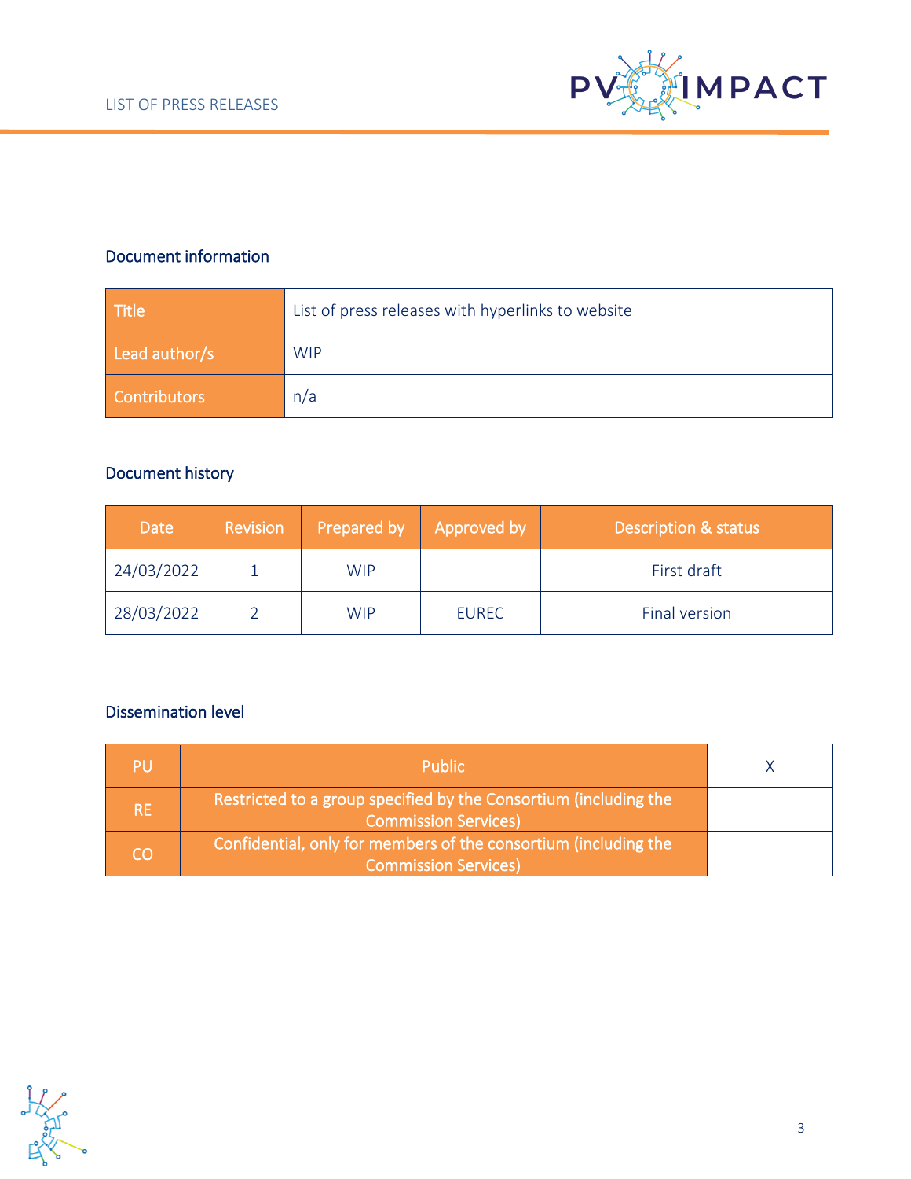## Document information

| Title | List of press releases with hyperlinks to website |
|---|---|
| Lead author/s | WIP |
| Contributors | n/a |

## Document history

| Date | Revision | Prepared by | Approved by | Description & status |
|---|---|---|---|---|
| 24/03/2022 | 1 | WIP | | First draft |
| 28/03/2022 | 2 | WIP | EUREC | Final version |

## Dissemination level

| PU | Public | X |
|---|---|---|
| RE | Restricted to a group specified by the Consortium (including the Commission Services) | |
| CO | Confidential, only for members of the consortium (including the Commission Services) | |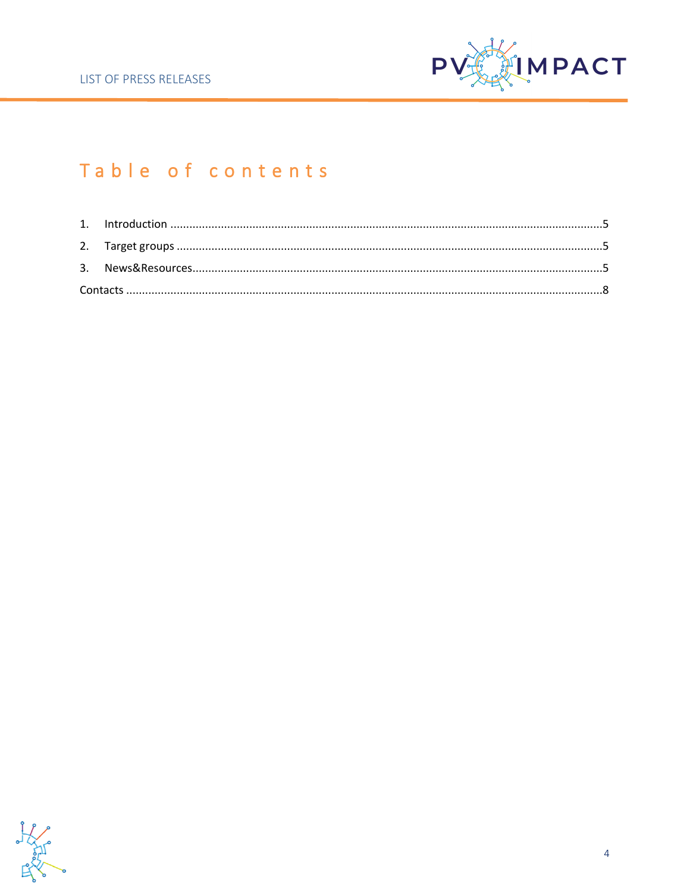# Table of contents

1. Introduction ........................................................................................................................................5
2. Target groups ......................................................................................................................................5
3. News&Resources.................................................................................................................................5

Contacts .....................................................................................................................................................8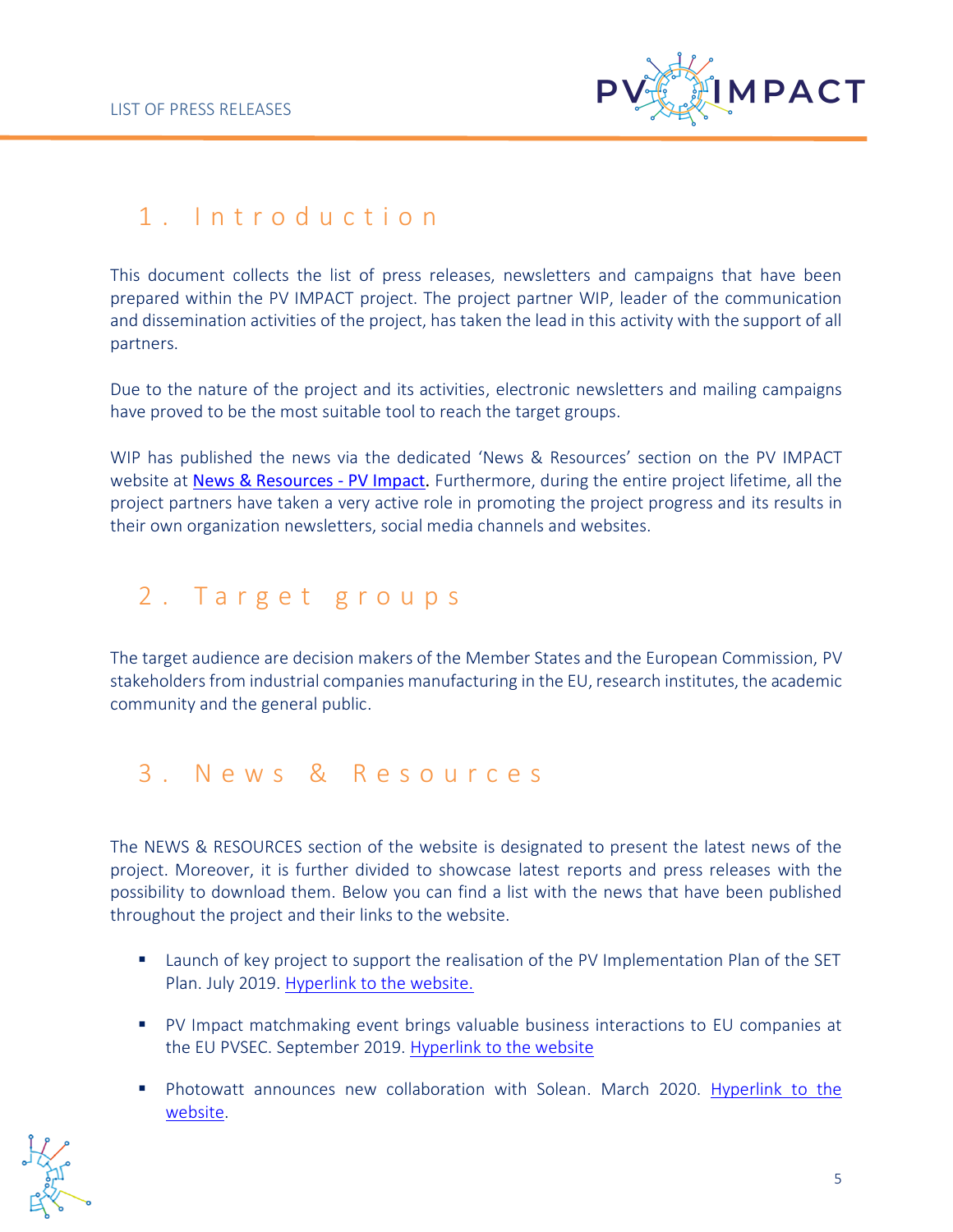# 1. Introduction

This document collects the list of press releases, newsletters and campaigns that have been prepared within the PV IMPACT project. The project partner WIP, leader of the communication and dissemination activities of the project, has taken the lead in this activity with the support of all partners.

Due to the nature of the project and its activities, electronic newsletters and mailing campaigns have proved to be the most suitable tool to reach the target groups.

WIP has published the news via the dedicated 'News & Resources' section on the PV IMPACT website at [News & Resources - PV Impact](). Furthermore, during the entire project lifetime, all the project partners have taken a very active role in promoting the project progress and its results in their own organization newsletters, social media channels and websites.

# 2. Target groups

The target audience are decision makers of the Member States and the European Commission, PV stakeholders from industrial companies manufacturing in the EU, research institutes, the academic community and the general public.

# 3. News & Resources

The NEWS & RESOURCES section of the website is designated to present the latest news of the project. Moreover, it is further divided to showcase latest reports and press releases with the possibility to download them. Below you can find a list with the news that have been published throughout the project and their links to the website.

- Launch of key project to support the realisation of the PV Implementation Plan of the SET Plan. July 2019. [Hyperlink to the website.]()
- PV Impact matchmaking event brings valuable business interactions to EU companies at the EU PVSEC. September 2019. [Hyperlink to the website]()
- Photowatt announces new collaboration with Solean. March 2020. [Hyperlink to the website]().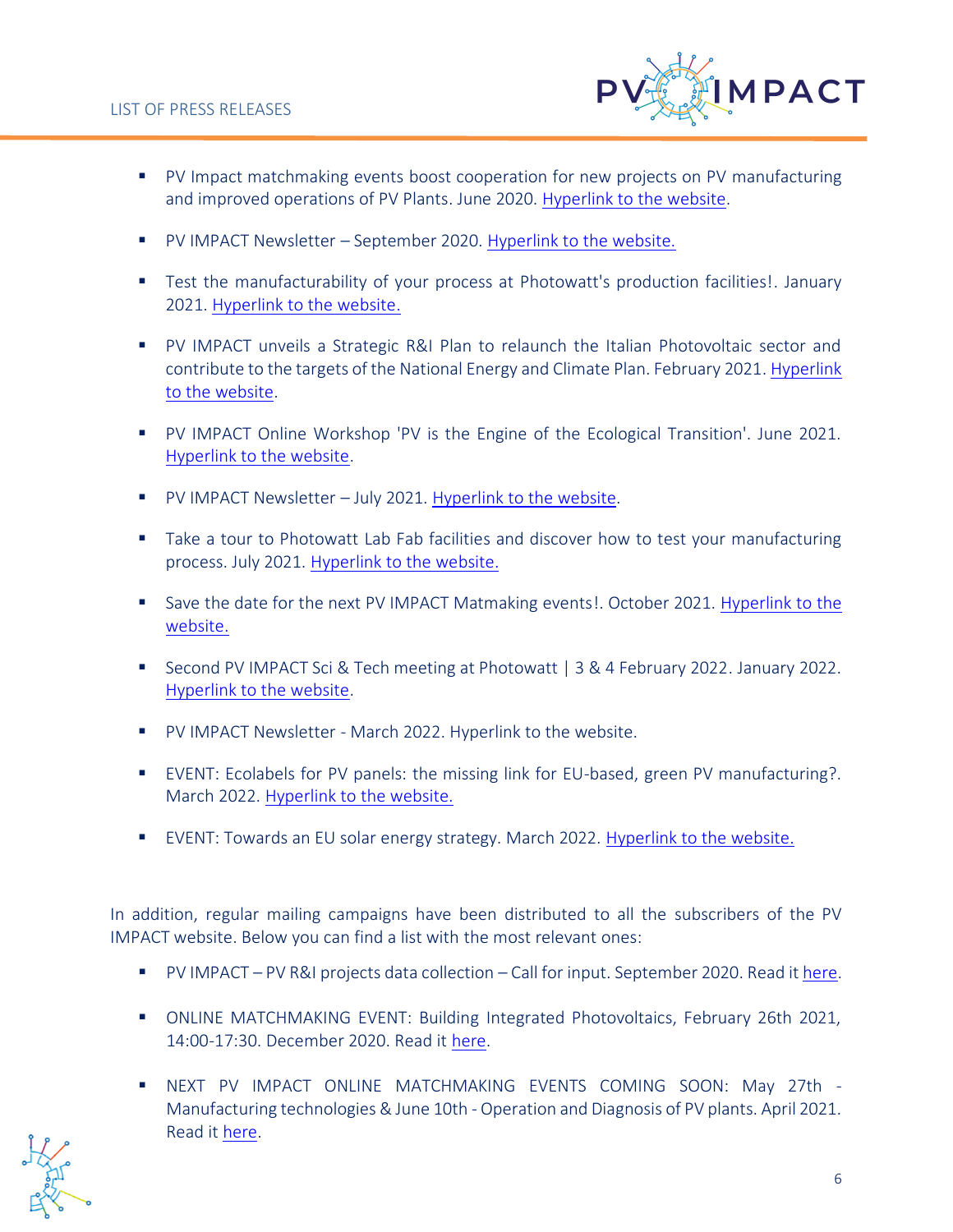- PV Impact matchmaking events boost cooperation for new projects on PV manufacturing and improved operations of PV Plants. June 2020. Hyperlink to the website.

- PV IMPACT Newsletter – September 2020. Hyperlink to the website.

- Test the manufacturability of your process at Photowatt's production facilities!. January 2021. Hyperlink to the website.

- PV IMPACT unveils a Strategic R&I Plan to relaunch the Italian Photovoltaic sector and contribute to the targets of the National Energy and Climate Plan. February 2021. Hyperlink to the website.

- PV IMPACT Online Workshop 'PV is the Engine of the Ecological Transition'. June 2021. Hyperlink to the website.

- PV IMPACT Newsletter – July 2021. Hyperlink to the website.

- Take a tour to Photowatt Lab Fab facilities and discover how to test your manufacturing process. July 2021. Hyperlink to the website.

- Save the date for the next PV IMPACT Matmaking events!. October 2021. Hyperlink to the website.

- Second PV IMPACT Sci & Tech meeting at Photowatt | 3 & 4 February 2022. January 2022. Hyperlink to the website.

- PV IMPACT Newsletter - March 2022. Hyperlink to the website.

- EVENT: Ecolabels for PV panels: the missing link for EU-based, green PV manufacturing?. March 2022. Hyperlink to the website.

- EVENT: Towards an EU solar energy strategy. March 2022. Hyperlink to the website.

In addition, regular mailing campaigns have been distributed to all the subscribers of the PV IMPACT website. Below you can find a list with the most relevant ones:

- PV IMPACT – PV R&I projects data collection – Call for input. September 2020. Read it here.

- ONLINE MATCHMAKING EVENT: Building Integrated Photovoltaics, February 26th 2021, 14:00-17:30. December 2020. Read it here.

- NEXT PV IMPACT ONLINE MATCHMAKING EVENTS COMING SOON: May 27th - Manufacturing technologies & June 10th - Operation and Diagnosis of PV plants. April 2021. Read it here.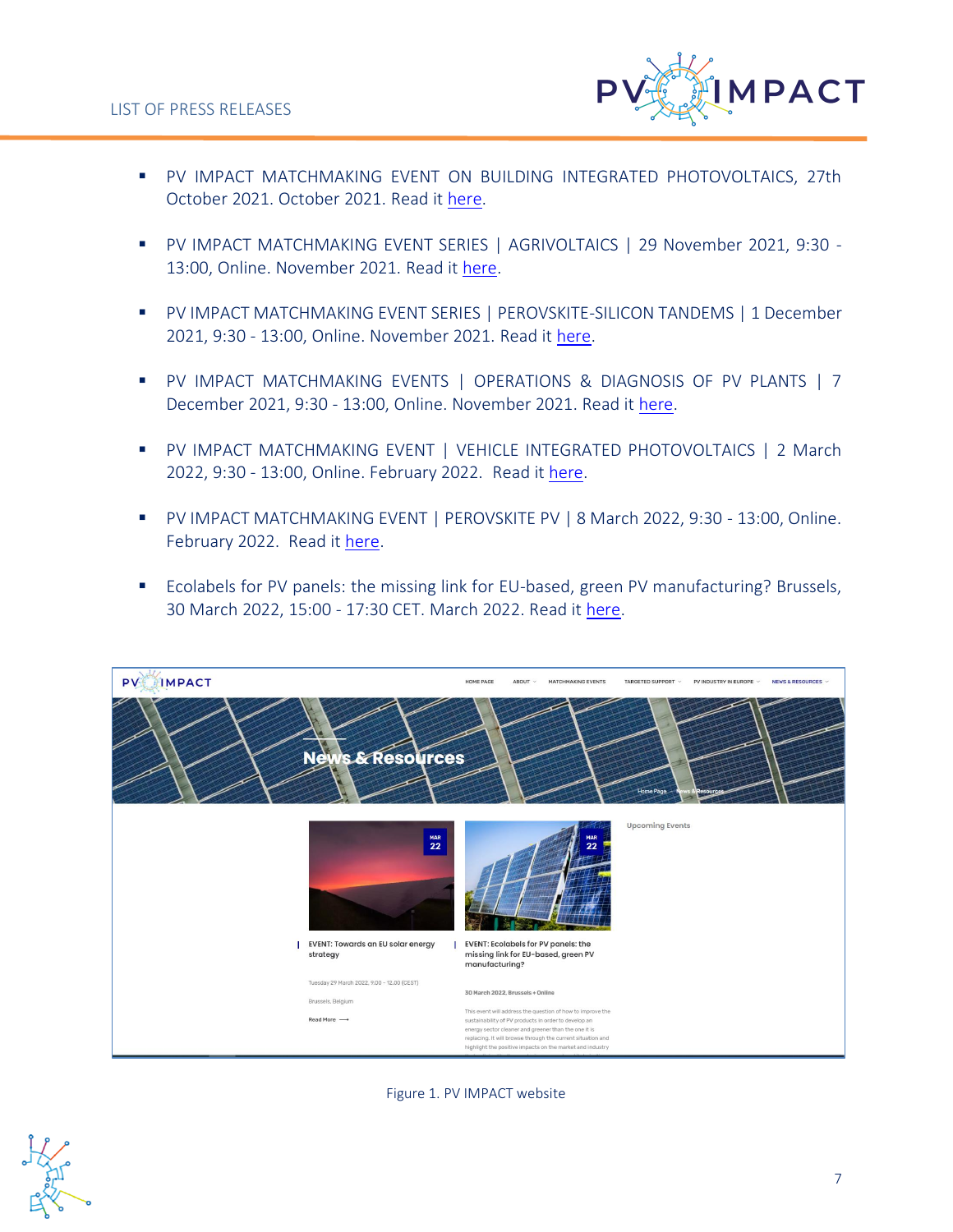- PV IMPACT MATCHMAKING EVENT ON BUILDING INTEGRATED PHOTOVOLTAICS, 27th October 2021. October 2021. Read it here.
- PV IMPACT MATCHMAKING EVENT SERIES | AGRIVOLTAICS | 29 November 2021, 9:30 - 13:00, Online. November 2021. Read it here.
- PV IMPACT MATCHMAKING EVENT SERIES | PEROVSKITE-SILICON TANDEMS | 1 December 2021, 9:30 - 13:00, Online. November 2021. Read it here.
- PV IMPACT MATCHMAKING EVENTS | OPERATIONS & DIAGNOSIS OF PV PLANTS | 7 December 2021, 9:30 - 13:00, Online. November 2021. Read it here.
- PV IMPACT MATCHMAKING EVENT | VEHICLE INTEGRATED PHOTOVOLTAICS | 2 March 2022, 9:30 - 13:00, Online. February 2022. Read it here.
- PV IMPACT MATCHMAKING EVENT | PEROVSKITE PV | 8 March 2022, 9:30 - 13:00, Online. February 2022. Read it here.
- Ecolabels for PV panels: the missing link for EU-based, green PV manufacturing? Brussels, 30 March 2022, 15:00 - 17:30 CET. March 2022. Read it here.

Figure 1. PV IMPACT website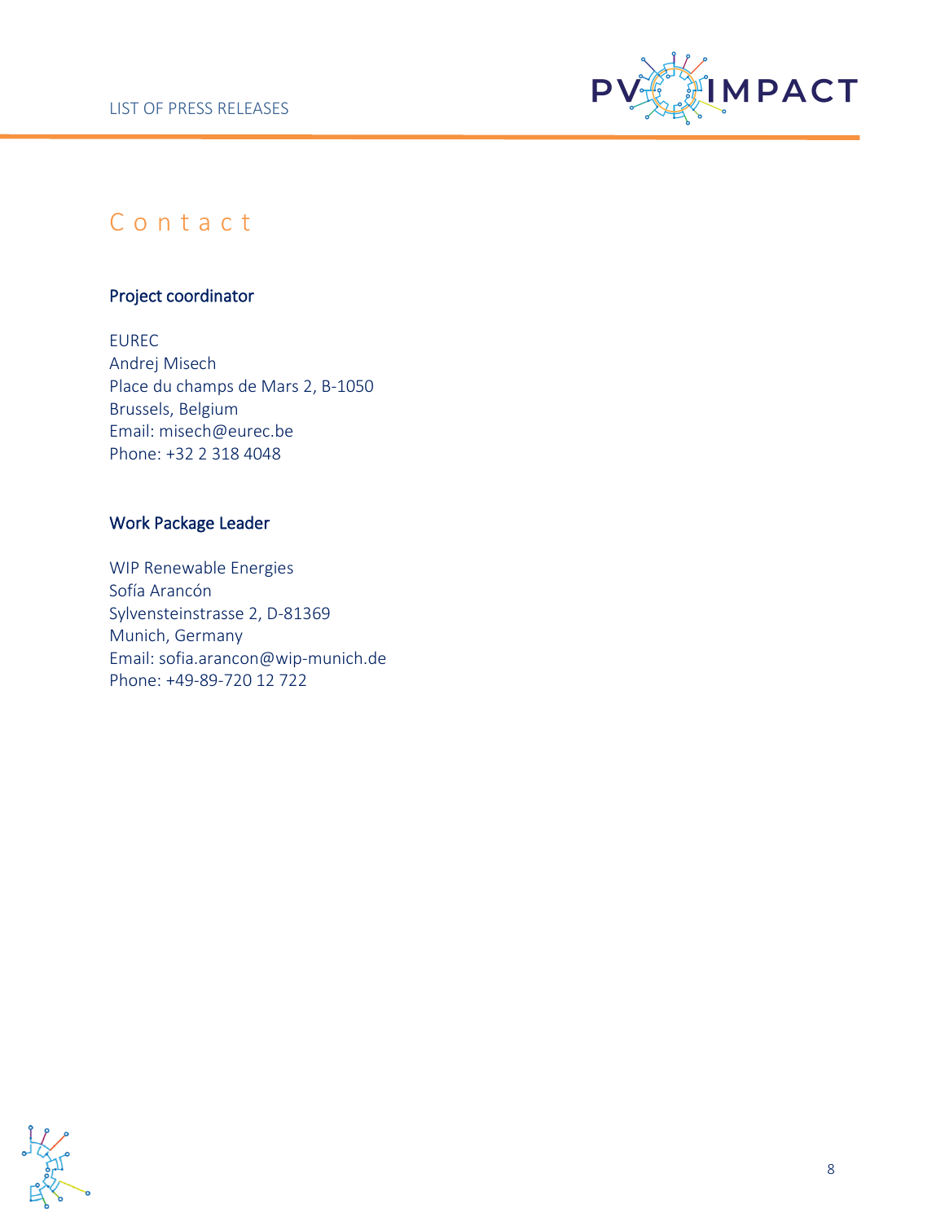# Contact

### Project coordinator

EUREC
Andrej Misech
Place du champs de Mars 2, B-1050
Brussels, Belgium
Email: misech@eurec.be
Phone: +32 2 318 4048

### Work Package Leader

WIP Renewable Energies
Sofía Arancón
Sylvensteinstrasse 2, D-81369
Munich, Germany
Email: sofia.arancon@wip-munich.de
Phone: +49-89-720 12 722